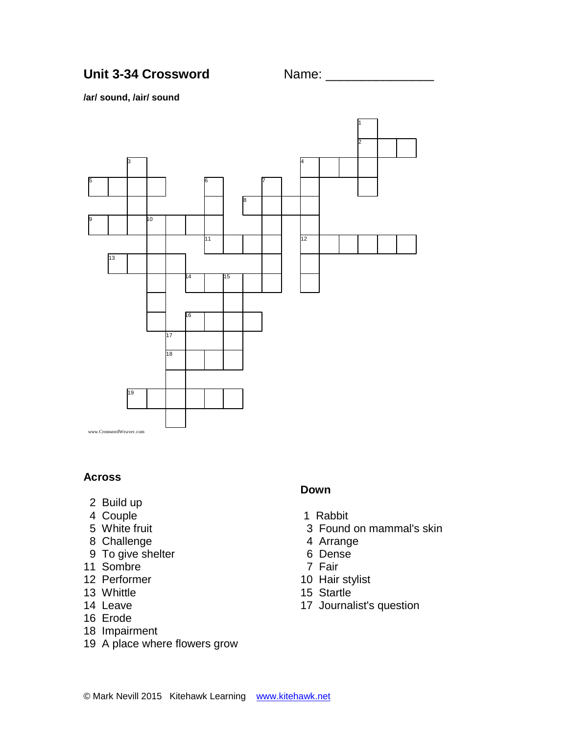# Unit 3-34 Crossword

Name: _______________

**/ar/ sound, /air/ sound**

www.CrosswordWeaver.com

### Across

2 Build up
4 Couple
5 White fruit
8 Challenge
9 To give shelter
11 Sombre
12 Performer
13 Whittle
14 Leave
16 Erode
18 Impairment
19 A place where flowers grow

### Down

1 Rabbit
3 Found on mammal's skin
4 Arrange
6 Dense
7 Fair
10 Hair stylist
15 Startle
17 Journalist's question

© Mark Nevill 2015 Kitehawk Learning [www.kitehawk.net](www.kitehawk.net)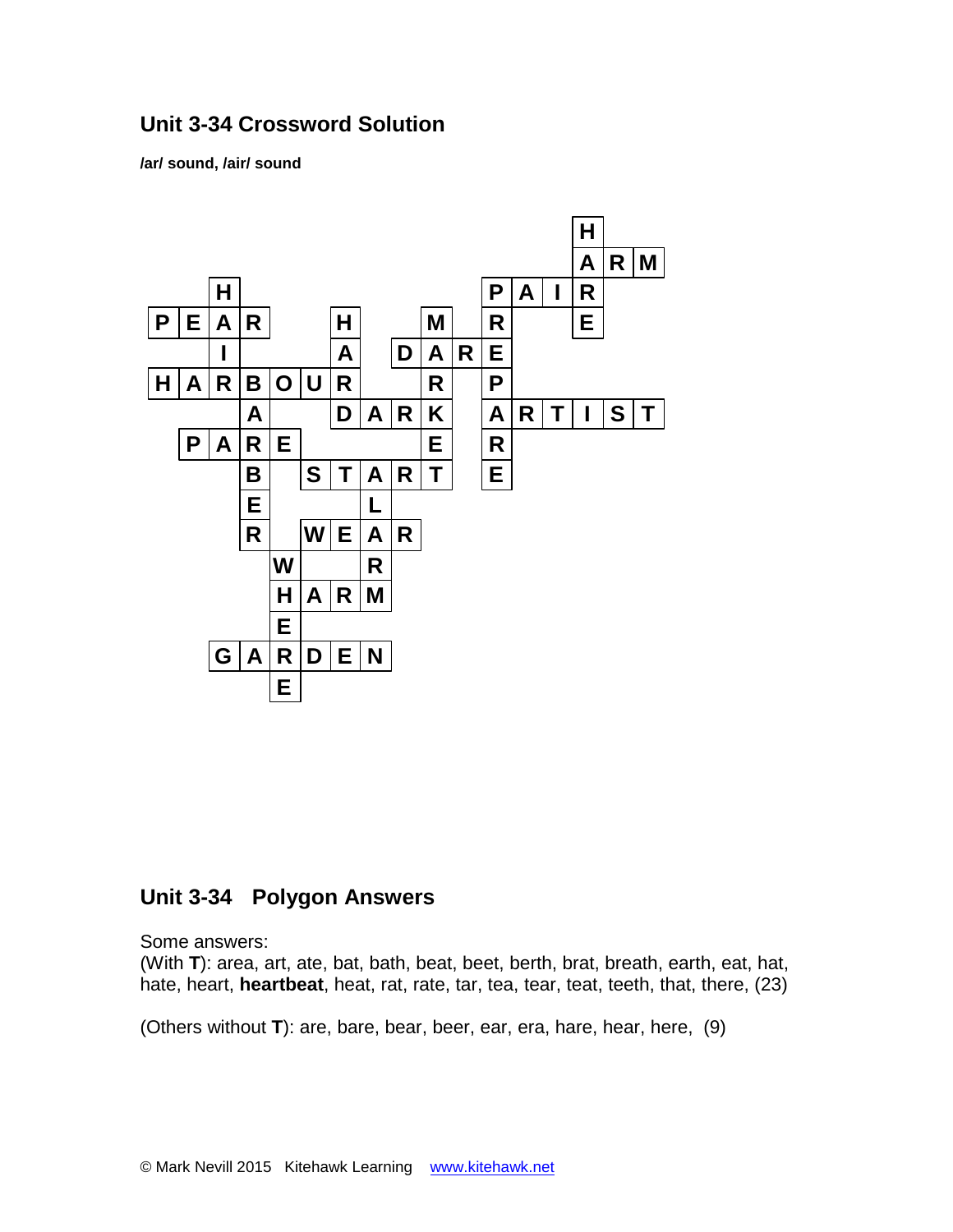# Unit 3-34 Crossword Solution

**/ar/ sound, /air/ sound**

```
                            H
                            A R M
    H                 P A I R
P E A R     H     M   R     E
    I       A   D A R E
H A R B O U R     R   P
      A     D A R K   A R T I S T
  P A R E         E   R
      B   S T A R T   E
      E       L
      R   W E A R
        W     R
        H A R M
        E
    G A R D E N
        E
```

## Unit 3-34 Polygon Answers

Some answers:
(With **T**): area, art, ate, bat, bath, beat, beet, berth, brat, breath, earth, eat, hat, hate, heart, **heartbeat**, heat, rat, rate, tar, tea, tear, teat, teeth, that, there, (23)

(Others without **T**): are, bare, bear, beer, ear, era, hare, hear, here, (9)

© Mark Nevill 2015 Kitehawk Learning www.kitehawk.net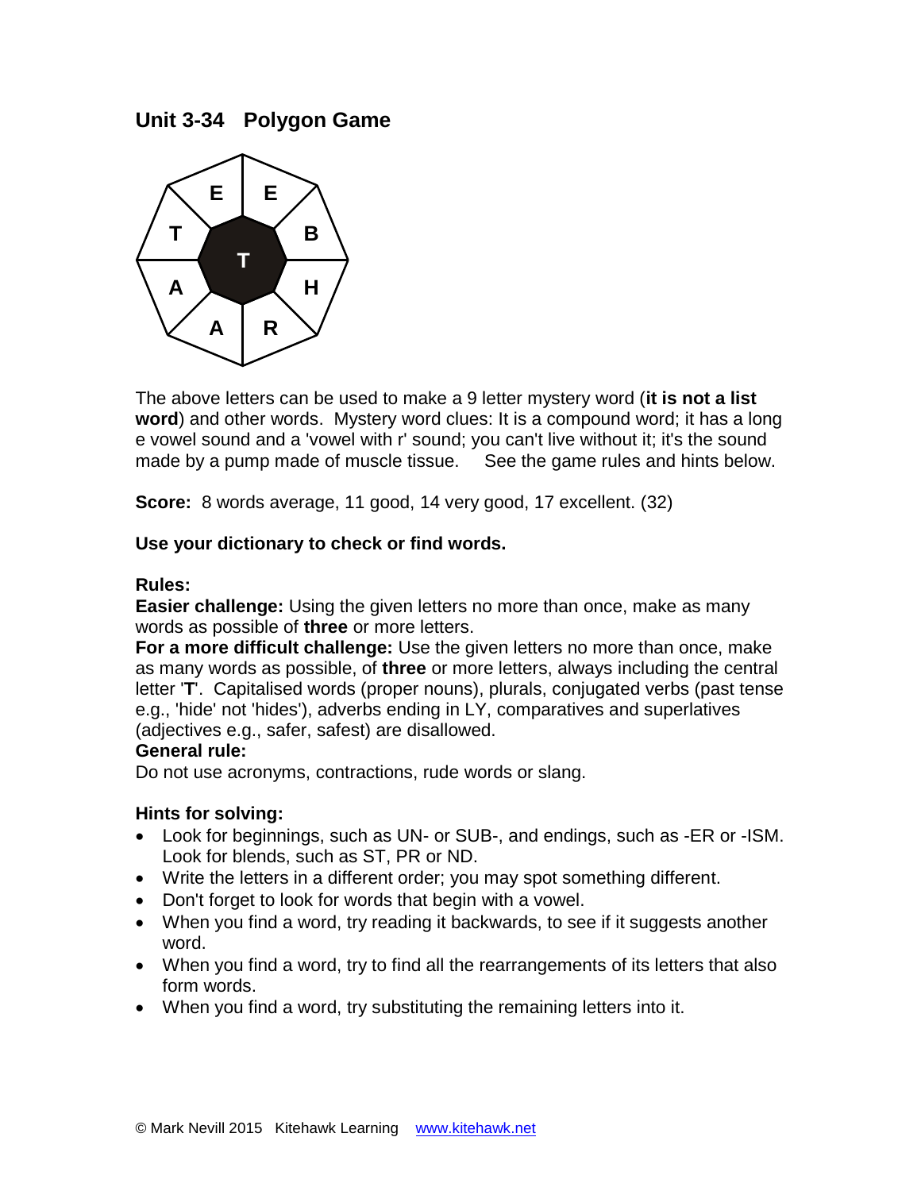## Unit 3-34 Polygon Game

E E
T B
T
A H
A R

The above letters can be used to make a 9 letter mystery word (**it is not a list word**) and other words. Mystery word clues: It is a compound word; it has a long e vowel sound and a 'vowel with r' sound; you can't live without it; it's the sound made by a pump made of muscle tissue. See the game rules and hints below.

**Score:** 8 words average, 11 good, 14 very good, 17 excellent. (32)

**Use your dictionary to check or find words.**

**Rules:**
**Easier challenge:** Using the given letters no more than once, make as many words as possible of **three** or more letters.
**For a more difficult challenge:** Use the given letters no more than once, make as many words as possible, of **three** or more letters, always including the central letter '**T**'. Capitalised words (proper nouns), plurals, conjugated verbs (past tense e.g., 'hide' not 'hides'), adverbs ending in LY, comparatives and superlatives (adjectives e.g., safer, safest) are disallowed.
**General rule:**
Do not use acronyms, contractions, rude words or slang.

**Hints for solving:**

- Look for beginnings, such as UN- or SUB-, and endings, such as -ER or -ISM. Look for blends, such as ST, PR or ND.
- Write the letters in a different order; you may spot something different.
- Don't forget to look for words that begin with a vowel.
- When you find a word, try reading it backwards, to see if it suggests another word.
- When you find a word, try to find all the rearrangements of its letters that also form words.
- When you find a word, try substituting the remaining letters into it.

© Mark Nevill 2015 Kitehawk Learning www.kitehawk.net